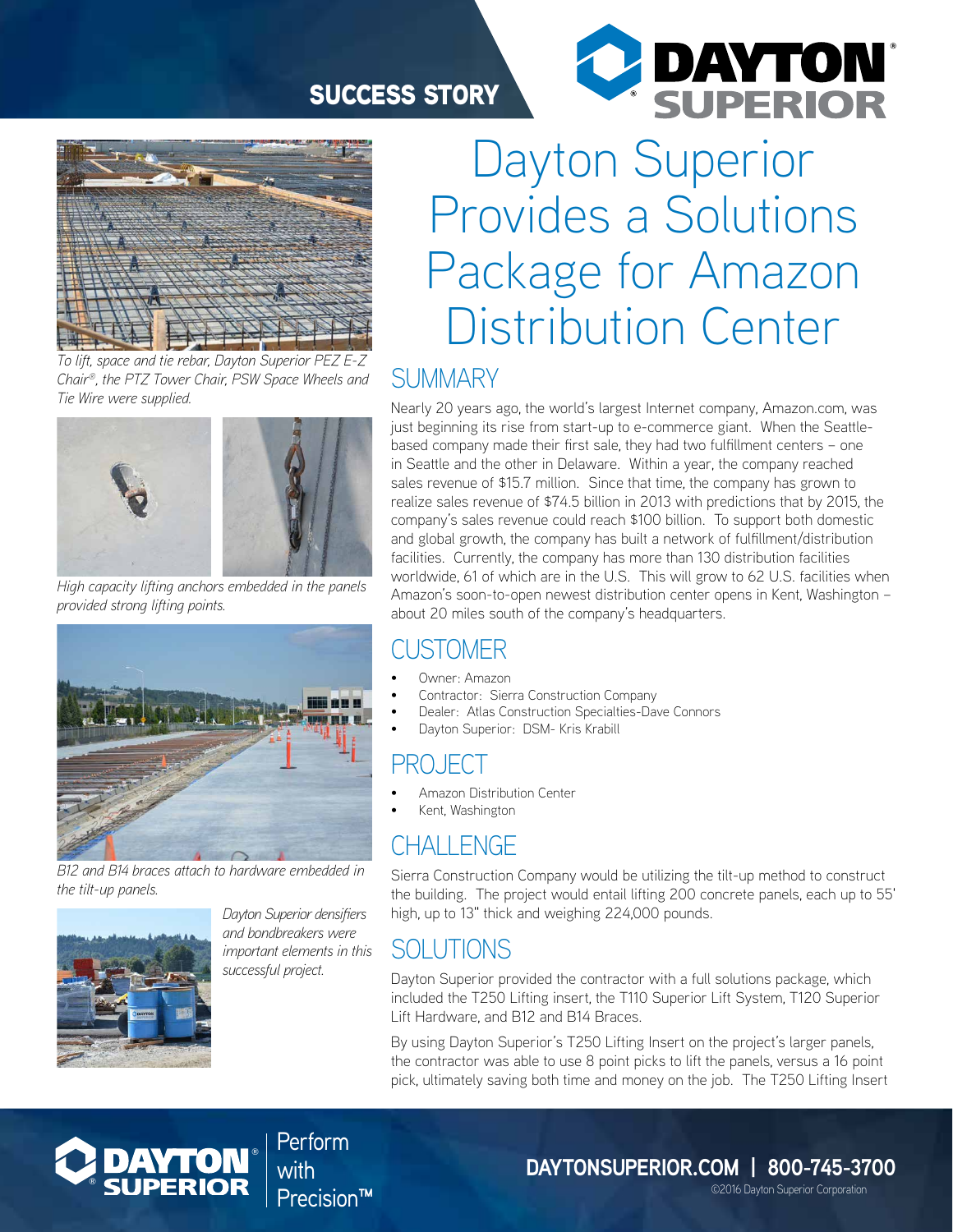SUCCESS STORY

# Dayton Superior Provides a Solutions Package for Amazon Distribution Center

*To lift, space and tie rebar, Dayton Superior PEZ E-Z Chair®, the PTZ Tower Chair, PSW Space Wheels and Tie Wire were supplied.*

*High capacity lifting anchors embedded in the panels provided strong lifting points.*

*B12 and B14 braces attach to hardware embedded in the tilt-up panels.*

*Dayton Superior densifiers and bondbreakers were important elements in this successful project.*

## SUMMARY

Nearly 20 years ago, the world's largest Internet company, Amazon.com, was just beginning its rise from start-up to e-commerce giant. When the Seattle-based company made their first sale, they had two fulfillment centers – one in Seattle and the other in Delaware. Within a year, the company reached sales revenue of $15.7 million. Since that time, the company has grown to realize sales revenue of $74.5 billion in 2013 with predictions that by 2015, the company's sales revenue could reach $100 billion. To support both domestic and global growth, the company has built a network of fulfillment/distribution facilities. Currently, the company has more than 130 distribution facilities worldwide, 61 of which are in the U.S. This will grow to 62 U.S. facilities when Amazon's soon-to-open newest distribution center opens in Kent, Washington – about 20 miles south of the company's headquarters.

## CUSTOMER

- Owner: Amazon
- Contractor: Sierra Construction Company
- Dealer: Atlas Construction Specialties-Dave Connors
- Dayton Superior: DSM- Kris Krabill

## PROJECT

- Amazon Distribution Center
- Kent, Washington

## CHALLENGE

Sierra Construction Company would be utilizing the tilt-up method to construct the building. The project would entail lifting 200 concrete panels, each up to 55' high, up to 13" thick and weighing 224,000 pounds.

## SOLUTIONS

Dayton Superior provided the contractor with a full solutions package, which included the T250 Lifting insert, the T110 Superior Lift System, T120 Superior Lift Hardware, and B12 and B14 Braces.

By using Dayton Superior's T250 Lifting Insert on the project's larger panels, the contractor was able to use 8 point picks to lift the panels, versus a 16 point pick, ultimately saving both time and money on the job. The T250 Lifting Insert

DAYTON SUPERIOR | Perform with Precision™

DAYTONSUPERIOR.COM | 800-745-3700

©2016 Dayton Superior Corporation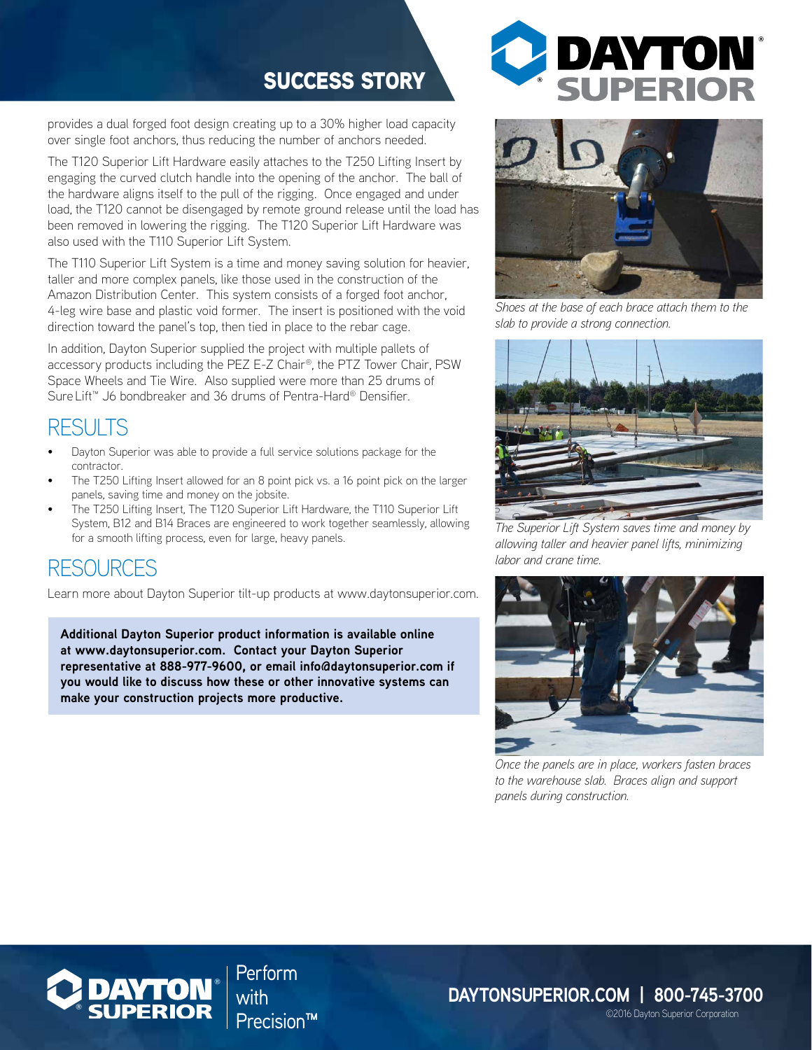provides a dual forged foot design creating up to a 30% higher load capacity over single foot anchors, thus reducing the number of anchors needed.

The T120 Superior Lift Hardware easily attaches to the T250 Lifting Insert by engaging the curved clutch handle into the opening of the anchor. The ball of the hardware aligns itself to the pull of the rigging. Once engaged and under load, the T120 cannot be disengaged by remote ground release until the load has been removed in lowering the rigging. The T120 Superior Lift Hardware was also used with the T110 Superior Lift System.

The T110 Superior Lift System is a time and money saving solution for heavier, taller and more complex panels, like those used in the construction of the Amazon Distribution Center. This system consists of a forged foot anchor, 4-leg wire base and plastic void former. The insert is positioned with the void direction toward the panel's top, then tied in place to the rebar cage.

In addition, Dayton Superior supplied the project with multiple pallets of accessory products including the PEZ E-Z Chair®, the PTZ Tower Chair, PSW Space Wheels and Tie Wire. Also supplied were more than 25 drums of Sure Lift™ J6 bondbreaker and 36 drums of Pentra-Hard® Densifier.

## RESULTS

- Dayton Superior was able to provide a full service solutions package for the contractor.
- The T250 Lifting Insert allowed for an 8 point pick vs. a 16 point pick on the larger panels, saving time and money on the jobsite.
- The T250 Lifting Insert, The T120 Superior Lift Hardware, the T110 Superior Lift System, B12 and B14 Braces are engineered to work together seamlessly, allowing for a smooth lifting process, even for large, heavy panels.

## RESOURCES

Learn more about Dayton Superior tilt-up products at www.daytonsuperior.com.

**Additional Dayton Superior product information is available online at www.daytonsuperior.com. Contact your Dayton Superior representative at 888-977-9600, or email info@daytonsuperior.com if you would like to discuss how these or other innovative systems can make your construction projects more productive.**

*Shoes at the base of each brace attach them to the slab to provide a strong connection.*

*The Superior Lift System saves time and money by allowing taller and heavier panel lifts, minimizing labor and crane time.*

*Once the panels are in place, workers fasten braces to the warehouse slab. Braces align and support panels during construction.*